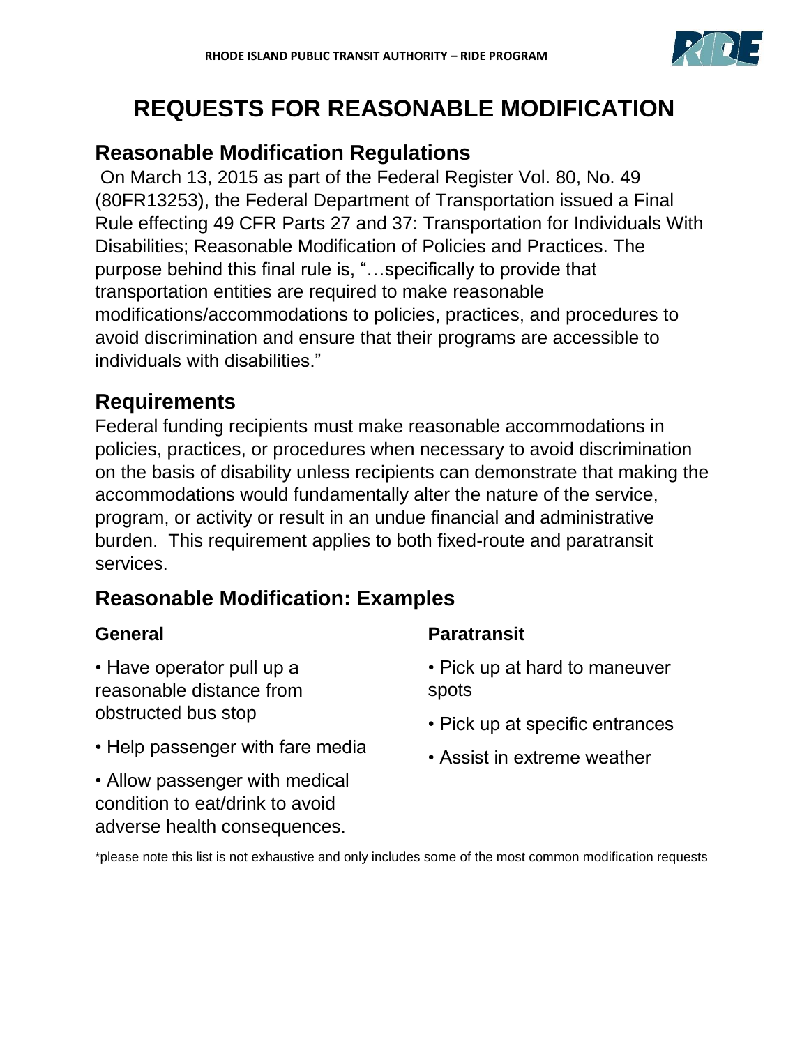# REQUESTS FOR REASONABLE MODIFICATION

## Reasonable Modification Regulations

On March 13, 2015 as part of the Federal Register Vol. 80, No. 49 (80FR13253), the Federal Department of Transportation issued a Final Rule effecting 49 CFR Parts 27 and 37: Transportation for Individuals With Disabilities; Reasonable Modification of Policies and Practices. The purpose behind this final rule is, "…specifically to provide that transportation entities are required to make reasonable modifications/accommodations to policies, practices, and procedures to avoid discrimination and ensure that their programs are accessible to individuals with disabilities."

## Requirements

Federal funding recipients must make reasonable accommodations in policies, practices, or procedures when necessary to avoid discrimination on the basis of disability unless recipients can demonstrate that making the accommodations would fundamentally alter the nature of the service, program, or activity or result in an undue financial and administrative burden. This requirement applies to both fixed-route and paratransit services.

## Reasonable Modification: Examples

### General

- Have operator pull up a reasonable distance from obstructed bus stop
- Help passenger with fare media
- Allow passenger with medical condition to eat/drink to avoid adverse health consequences.

### Paratransit

- Pick up at hard to maneuver spots
- Pick up at specific entrances
- Assist in extreme weather

*please note this list is not exhaustive and only includes some of the most common modification requests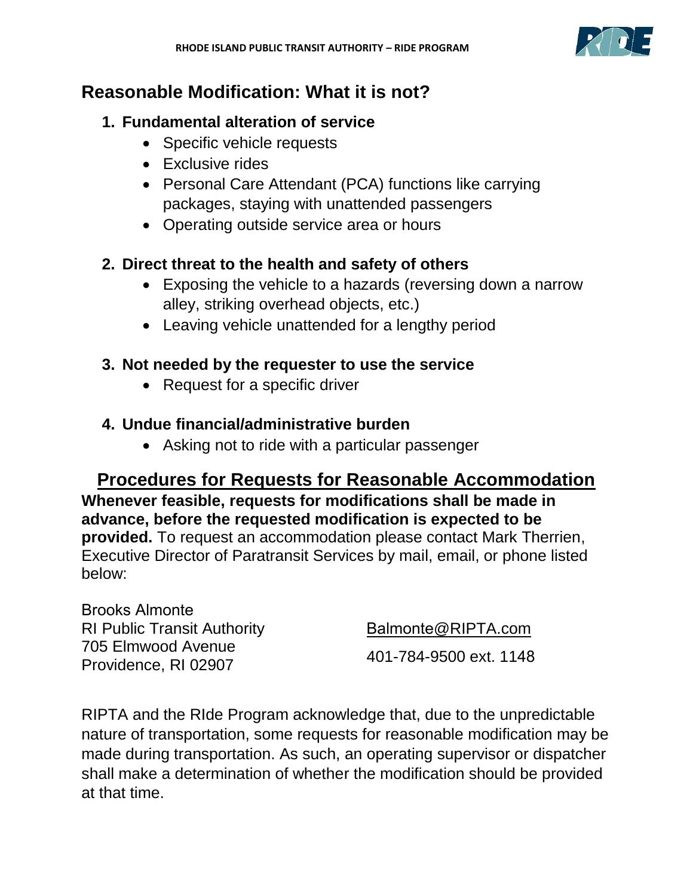## Reasonable Modification: What it is not?

1. **Fundamental alteration of service**
   - Specific vehicle requests
   - Exclusive rides
   - Personal Care Attendant (PCA) functions like carrying packages, staying with unattended passengers
   - Operating outside service area or hours

2. **Direct threat to the health and safety of others**
   - Exposing the vehicle to a hazards (reversing down a narrow alley, striking overhead objects, etc.)
   - Leaving vehicle unattended for a lengthy period

3. **Not needed by the requester to use the service**
   - Request for a specific driver

4. **Undue financial/administrative burden**
   - Asking not to ride with a particular passenger

## Procedures for Requests for Reasonable Accommodation

**Whenever feasible, requests for modifications shall be made in advance, before the requested modification is expected to be provided.** To request an accommodation please contact Mark Therrien, Executive Director of Paratransit Services by mail, email, or phone listed below:

Brooks Almonte
RI Public Transit Authority
705 Elmwood Avenue
Providence, RI 02907

Balmonte@RIPTA.com
401-784-9500 ext. 1148

RIPTA and the RIde Program acknowledge that, due to the unpredictable nature of transportation, some requests for reasonable modification may be made during transportation. As such, an operating supervisor or dispatcher shall make a determination of whether the modification should be provided at that time.